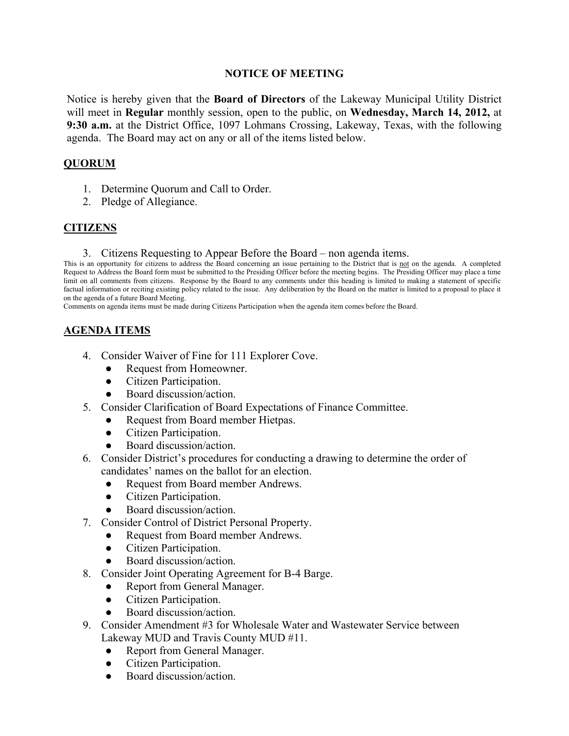# NOTICE OF MEETING

Notice is hereby given that the **Board of Directors** of the Lakeway Municipal Utility District will meet in **Regular** monthly session, open to the public, on **Wednesday, March 14, 2012,** at **9:30 a.m.** at the District Office, 1097 Lohmans Crossing, Lakeway, Texas, with the following agenda. The Board may act on any or all of the items listed below.

## QUORUM

1. Determine Quorum and Call to Order.
2. Pledge of Allegiance.

## CITIZENS

3. Citizens Requesting to Appear Before the Board – non agenda items.

This is an opportunity for citizens to address the Board concerning an issue pertaining to the District that is not on the agenda. A completed Request to Address the Board form must be submitted to the Presiding Officer before the meeting begins. The Presiding Officer may place a time limit on all comments from citizens. Response by the Board to any comments under this heading is limited to making a statement of specific factual information or reciting existing policy related to the issue. Any deliberation by the Board on the matter is limited to a proposal to place it on the agenda of a future Board Meeting.

Comments on agenda items must be made during Citizens Participation when the agenda item comes before the Board.

## AGENDA ITEMS

4. Consider Waiver of Fine for 111 Explorer Cove.
   - Request from Homeowner.
   - Citizen Participation.
   - Board discussion/action.
5. Consider Clarification of Board Expectations of Finance Committee.
   - Request from Board member Hietpas.
   - Citizen Participation.
   - Board discussion/action.
6. Consider District's procedures for conducting a drawing to determine the order of candidates' names on the ballot for an election.
   - Request from Board member Andrews.
   - Citizen Participation.
   - Board discussion/action.
7. Consider Control of District Personal Property.
   - Request from Board member Andrews.
   - Citizen Participation.
   - Board discussion/action.
8. Consider Joint Operating Agreement for B-4 Barge.
   - Report from General Manager.
   - Citizen Participation.
   - Board discussion/action.
9. Consider Amendment #3 for Wholesale Water and Wastewater Service between Lakeway MUD and Travis County MUD #11.
   - Report from General Manager.
   - Citizen Participation.
   - Board discussion/action.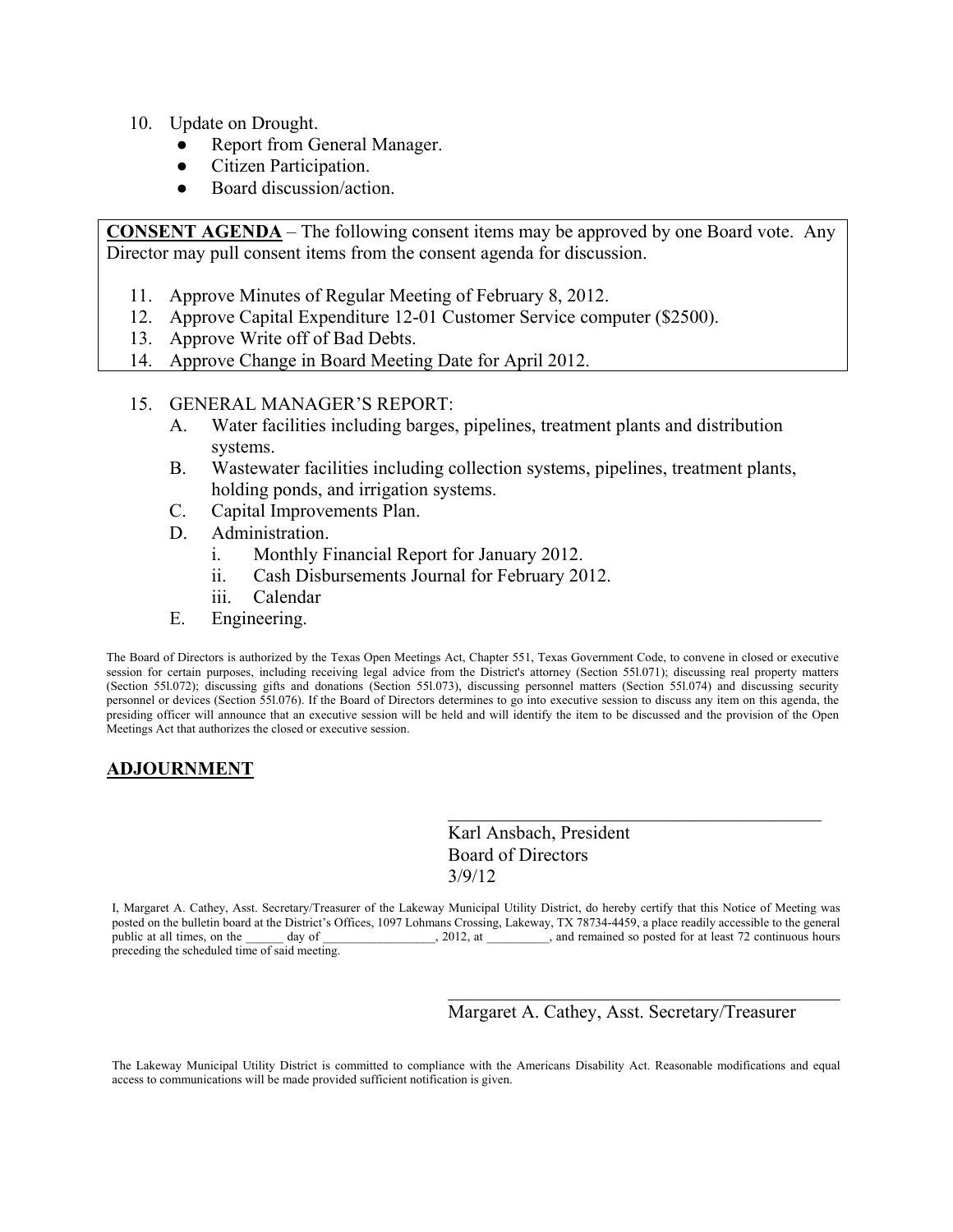10. Update on Drought.
    - Report from General Manager.
    - Citizen Participation.
    - Board discussion/action.

**CONSENT AGENDA** – The following consent items may be approved by one Board vote. Any Director may pull consent items from the consent agenda for discussion.

11. Approve Minutes of Regular Meeting of February 8, 2012.
12. Approve Capital Expenditure 12-01 Customer Service computer ($2500).
13. Approve Write off of Bad Debts.
14. Approve Change in Board Meeting Date for April 2012.

15. GENERAL MANAGER'S REPORT:
    A. Water facilities including barges, pipelines, treatment plants and distribution systems.
    B. Wastewater facilities including collection systems, pipelines, treatment plants, holding ponds, and irrigation systems.
    C. Capital Improvements Plan.
    D. Administration.
        i. Monthly Financial Report for January 2012.
        ii. Cash Disbursements Journal for February 2012.
        iii. Calendar
    E. Engineering.

The Board of Directors is authorized by the Texas Open Meetings Act, Chapter 551, Texas Government Code, to convene in closed or executive session for certain purposes, including receiving legal advice from the District's attorney (Section 55l.071); discussing real property matters (Section 55l.072); discussing gifts and donations (Section 55l.073), discussing personnel matters (Section 55l.074) and discussing security personnel or devices (Section 55l.076). If the Board of Directors determines to go into executive session to discuss any item on this agenda, the presiding officer will announce that an executive session will be held and will identify the item to be discussed and the provision of the Open Meetings Act that authorizes the closed or executive session.

## ADJOURNMENT

\_\_\_\_\_\_\_\_\_\_\_\_\_\_\_\_\_\_\_\_\_\_\_\_\_\_\_\_\_\_\_\_\_\_\_\_\_\_\_\_

Karl Ansbach, President
Board of Directors
3/9/12

I, Margaret A. Cathey, Asst. Secretary/Treasurer of the Lakeway Municipal Utility District, do hereby certify that this Notice of Meeting was posted on the bulletin board at the District's Offices, 1097 Lohmans Crossing, Lakeway, TX 78734-4459, a place readily accessible to the general public at all times, on the ______ day of _________________, 2012, at __________, and remained so posted for at least 72 continuous hours preceding the scheduled time of said meeting.

\_\_\_\_\_\_\_\_\_\_\_\_\_\_\_\_\_\_\_\_\_\_\_\_\_\_\_\_\_\_\_\_\_\_\_\_\_\_\_\_

Margaret A. Cathey, Asst. Secretary/Treasurer

The Lakeway Municipal Utility District is committed to compliance with the Americans Disability Act. Reasonable modifications and equal access to communications will be made provided sufficient notification is given.